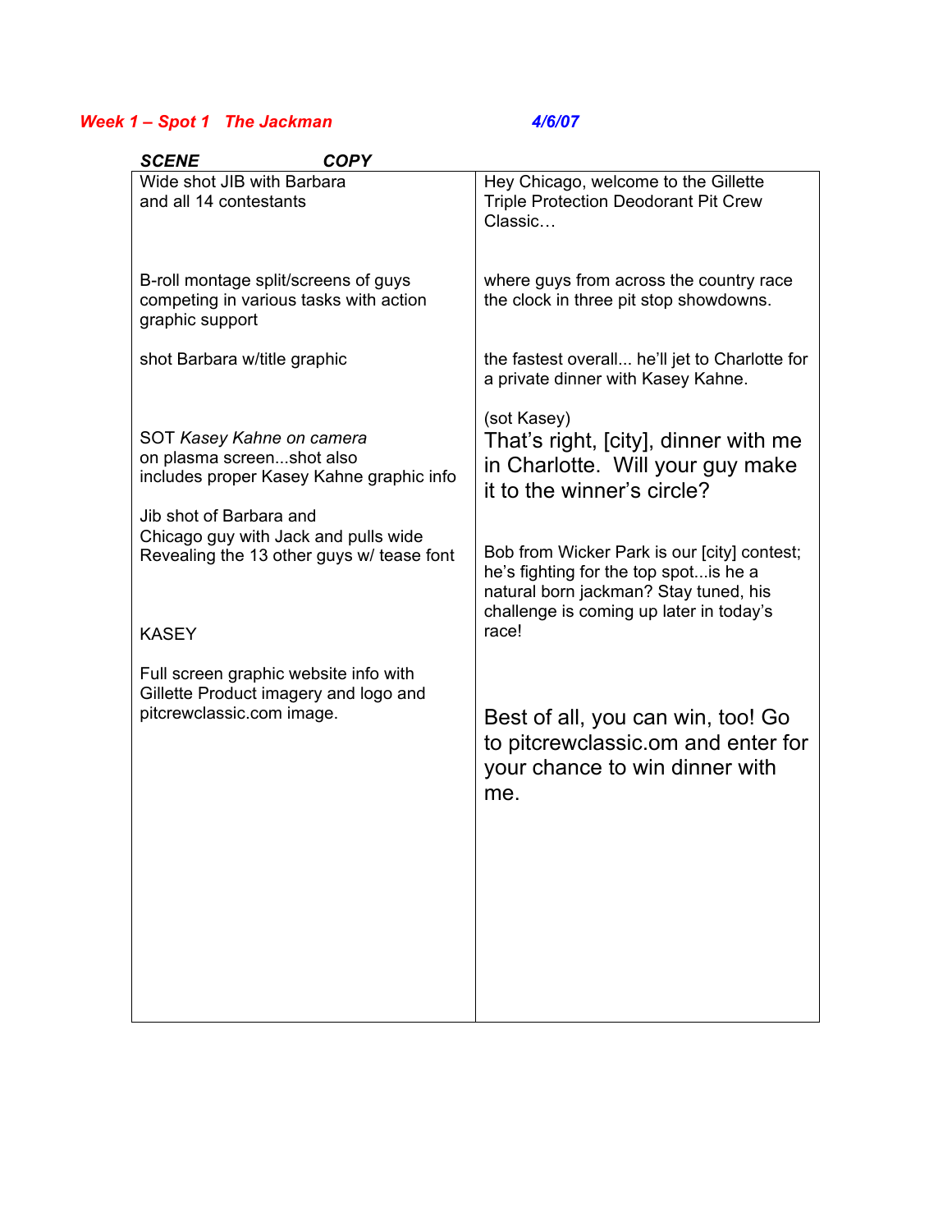**Week 1 – Spot 1   The Jackman**                                    **4/6/07**

| ***SCENE*** | ***COPY*** |
|---|---|
| Wide shot JIB with Barbara and all 14 contestants | Hey Chicago, welcome to the Gillette Triple Protection Deodorant Pit Crew Classic… |
| B-roll montage split/screens of guys competing in various tasks with action graphic support | where guys from across the country race the clock in three pit stop showdowns. |
| shot Barbara w/title graphic | the fastest overall... he'll jet to Charlotte for a private dinner with Kasey Kahne. |
| SOT *Kasey Kahne on camera* on plasma screen...shot also includes proper Kasey Kahne graphic info | (sot Kasey)<br>That's right, [city], dinner with me in Charlotte. Will your guy make it to the winner's circle? |
| Jib shot of Barbara and Chicago guy with Jack and pulls wide Revealing the 13 other guys w/ tease font | Bob from Wicker Park is our [city] contest; he's fighting for the top spot...is he a natural born jackman? Stay tuned, his challenge is coming up later in today's race! |
| KASEY | |
| Full screen graphic website info with Gillette Product imagery and logo and pitcrewclassic.com image. | Best of all, you can win, too! Go to pitcrewclassic.om and enter for your chance to win dinner with me. |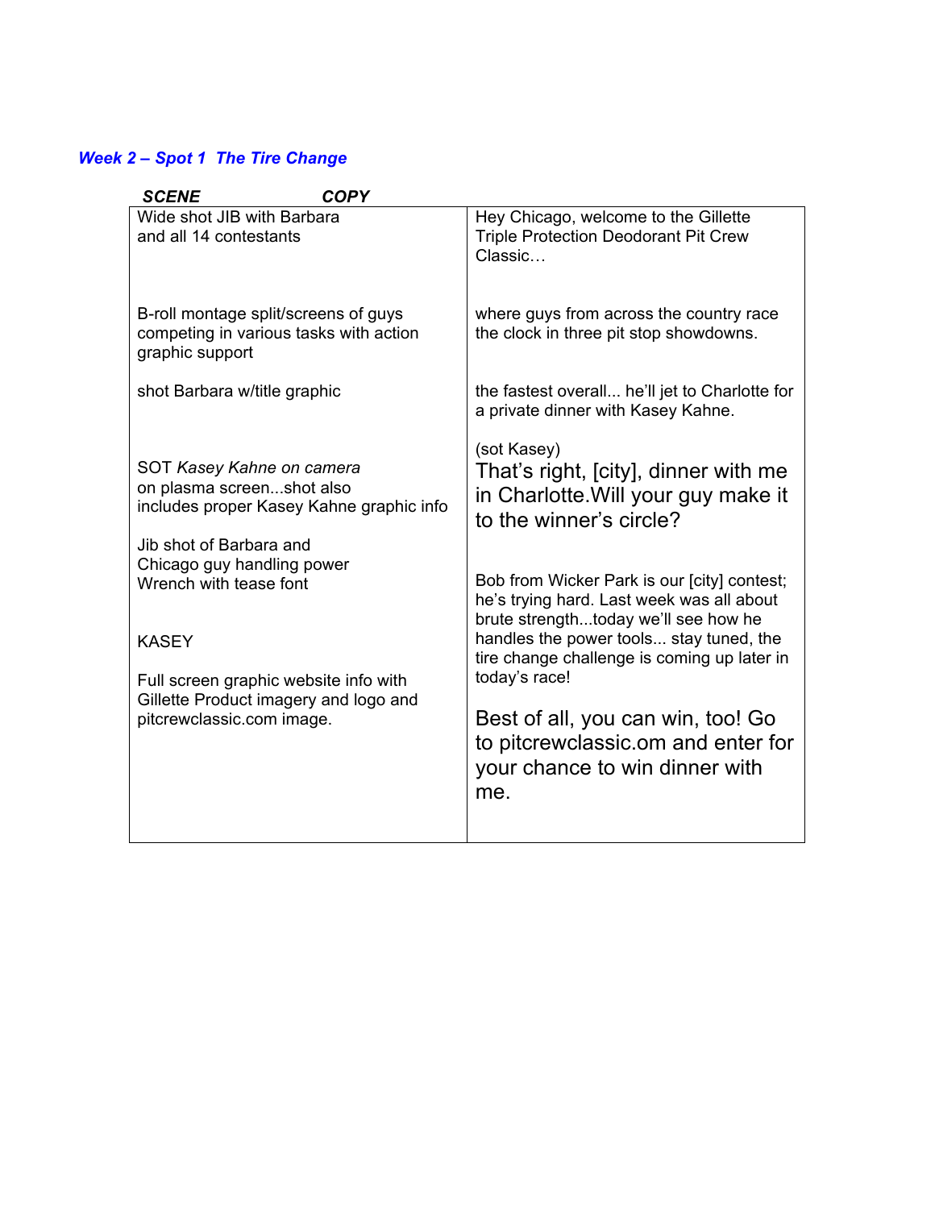### *Week 2 – Spot 1 The Tire Change*

| *SCENE* | *COPY* |
|---|---|
| Wide shot JIB with Barbara and all 14 contestants | Hey Chicago, welcome to the Gillette Triple Protection Deodorant Pit Crew Classic… |
| B-roll montage split/screens of guys competing in various tasks with action graphic support | where guys from across the country race the clock in three pit stop showdowns. |
| shot Barbara w/title graphic | the fastest overall... he'll jet to Charlotte for a private dinner with Kasey Kahne. |
| SOT *Kasey Kahne on camera* on plasma screen...shot also includes proper Kasey Kahne graphic info | (sot Kasey) That's right, [city], dinner with me in Charlotte.Will your guy make it to the winner's circle? |
| Jib shot of Barbara and Chicago guy handling power Wrench with tease font | Bob from Wicker Park is our [city] contest; he's trying hard. Last week was all about brute strength...today we'll see how he handles the power tools... stay tuned, the tire change challenge is coming up later in today's race! |
| KASEY | |
| Full screen graphic website info with Gillette Product imagery and logo and pitcrewclassic.com image. | Best of all, you can win, too! Go to pitcrewclassic.om and enter for your chance to win dinner with me. |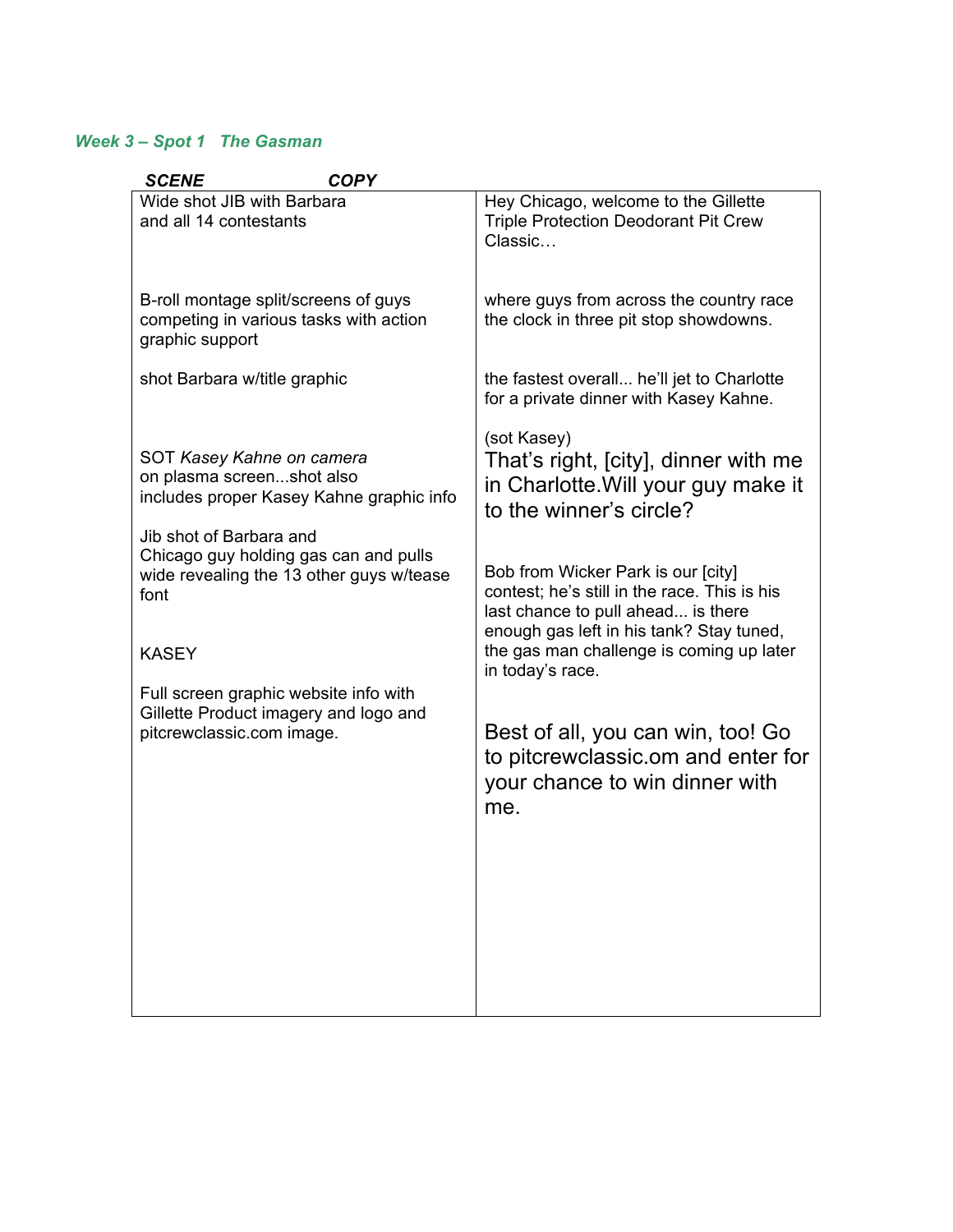### *Week 3 – Spot 1   The Gasman*

| ***SCENE*** | ***COPY*** |
|---|---|
| Wide shot JIB with Barbara and all 14 contestants | Hey Chicago, welcome to the Gillette Triple Protection Deodorant Pit Crew Classic… |
| B-roll montage split/screens of guys competing in various tasks with action graphic support | where guys from across the country race the clock in three pit stop showdowns. |
| shot Barbara w/title graphic | the fastest overall... he'll jet to Charlotte for a private dinner with Kasey Kahne. |
| SOT *Kasey Kahne on camera* on plasma screen...shot also includes proper Kasey Kahne graphic info | (sot Kasey) That's right, [city], dinner with me in Charlotte.Will your guy make it to the winner's circle? |
| Jib shot of Barbara and Chicago guy holding gas can and pulls wide revealing the 13 other guys w/tease font | Bob from Wicker Park is our [city] contest; he's still in the race. This is his last chance to pull ahead... is there enough gas left in his tank? Stay tuned, the gas man challenge is coming up later in today's race. |
| KASEY | |
| Full screen graphic website info with Gillette Product imagery and logo and pitcrewclassic.com image. | Best of all, you can win, too! Go to pitcrewclassic.om and enter for your chance to win dinner with me. |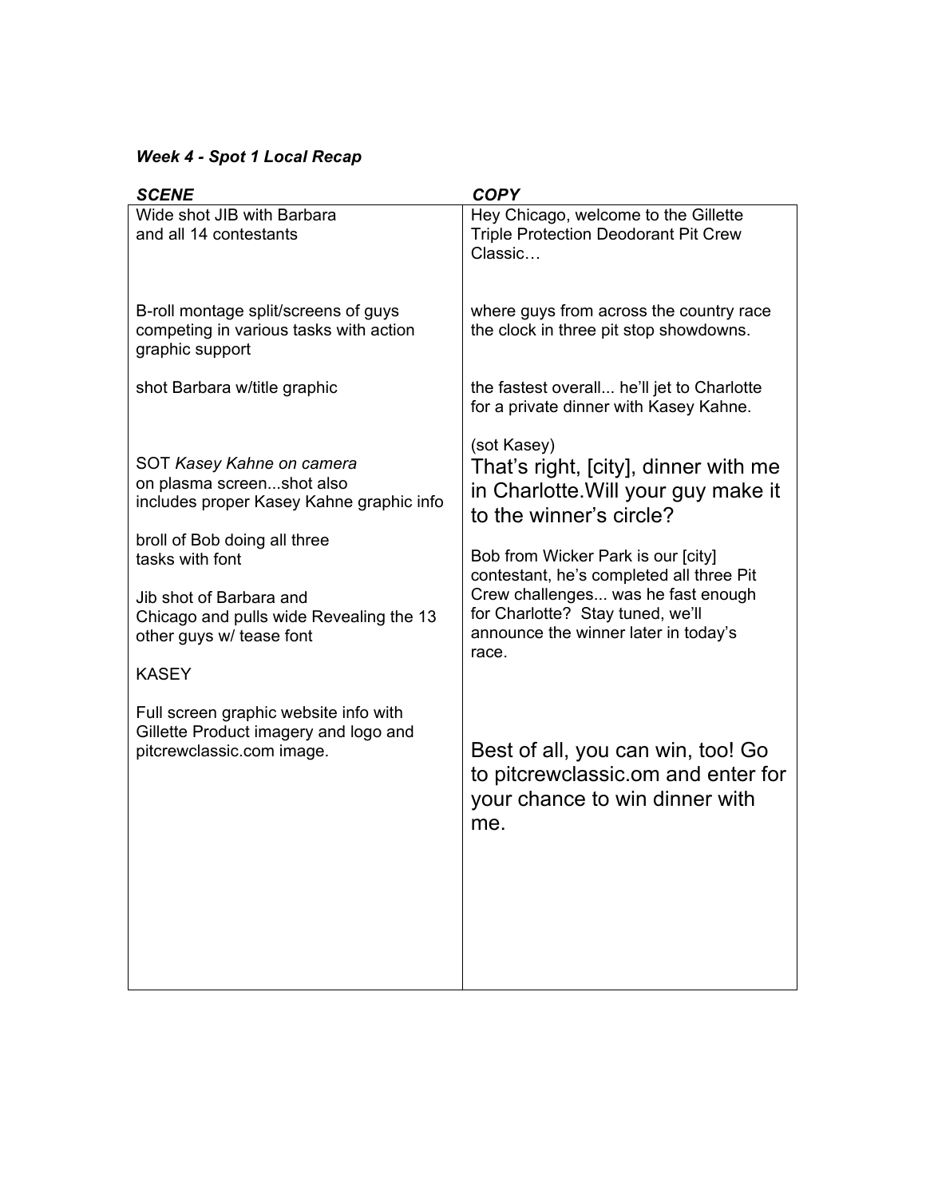***Week 4 - Spot 1 Local Recap***

| ***SCENE*** | ***COPY*** |
| --- | --- |
| Wide shot JIB with Barbara and all 14 contestants | Hey Chicago, welcome to the Gillette Triple Protection Deodorant Pit Crew Classic… |
| B-roll montage split/screens of guys competing in various tasks with action graphic support | where guys from across the country race the clock in three pit stop showdowns. |
| shot Barbara w/title graphic | the fastest overall... he'll jet to Charlotte for a private dinner with Kasey Kahne. |
| SOT *Kasey Kahne on camera* on plasma screen...shot also includes proper Kasey Kahne graphic info | (sot Kasey) That's right, [city], dinner with me in Charlotte.Will your guy make it to the winner's circle? |
| broll of Bob doing all three tasks with font<br><br>Jib shot of Barbara and Chicago and pulls wide Revealing the 13 other guys w/ tease font | Bob from Wicker Park is our [city] contestant, he's completed all three Pit Crew challenges... was he fast enough for Charlotte? Stay tuned, we'll announce the winner later in today's race. |
| KASEY<br><br>Full screen graphic website info with Gillette Product imagery and logo and pitcrewclassic.com image. | Best of all, you can win, too! Go to pitcrewclassic.om and enter for your chance to win dinner with me. |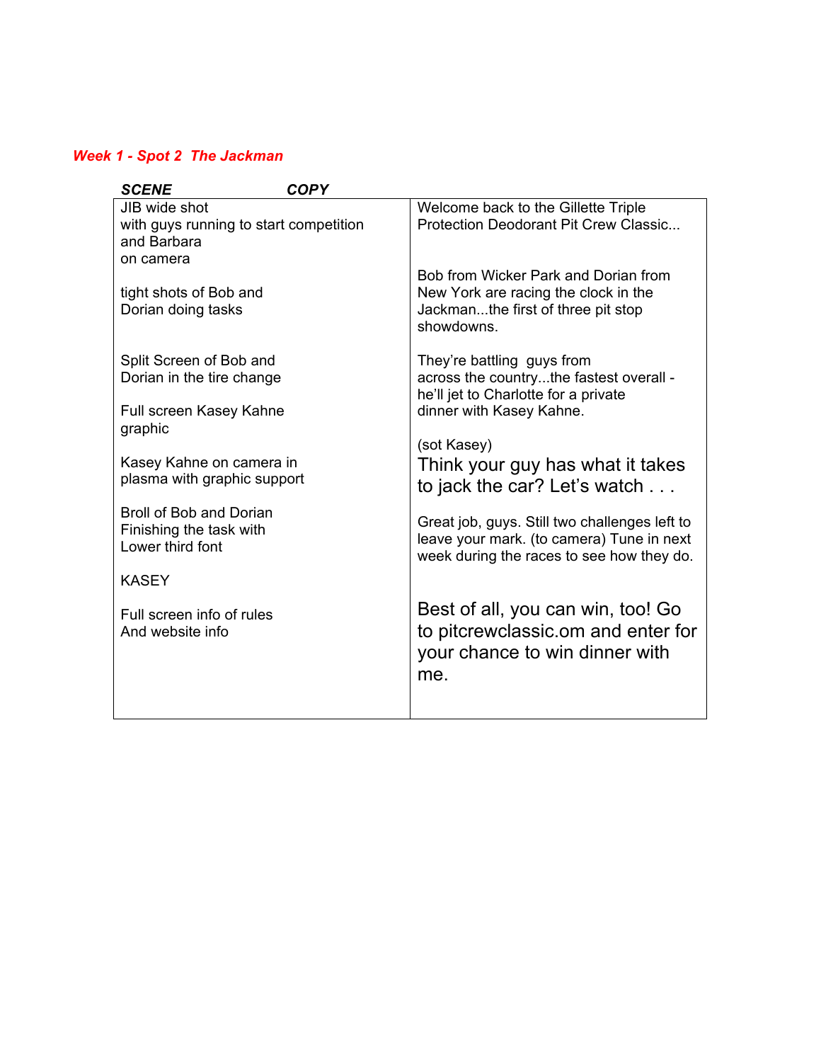***Week 1 - Spot 2 The Jackman***

| ***SCENE*** | ***COPY*** |
|---|---|
| JIB wide shot with guys running to start competition and Barbara on camera | Welcome back to the Gillette Triple Protection Deodorant Pit Crew Classic... |
| tight shots of Bob and Dorian doing tasks | Bob from Wicker Park and Dorian from New York are racing the clock in the Jackman...the first of three pit stop showdowns. |
| Split Screen of Bob and Dorian in the tire change | They're battling guys from across the country...the fastest overall - he'll jet to Charlotte for a private dinner with Kasey Kahne. |
| Full screen Kasey Kahne graphic | |
| Kasey Kahne on camera in plasma with graphic support | (sot Kasey)<br>Think your guy has what it takes to jack the car? Let's watch . . . |
| Broll of Bob and Dorian Finishing the task with Lower third font | Great job, guys. Still two challenges left to leave your mark. (to camera) Tune in next week during the races to see how they do. |
| KASEY | |
| Full screen info of rules And website info | Best of all, you can win, too! Go to pitcrewclassic.om and enter for your chance to win dinner with me. |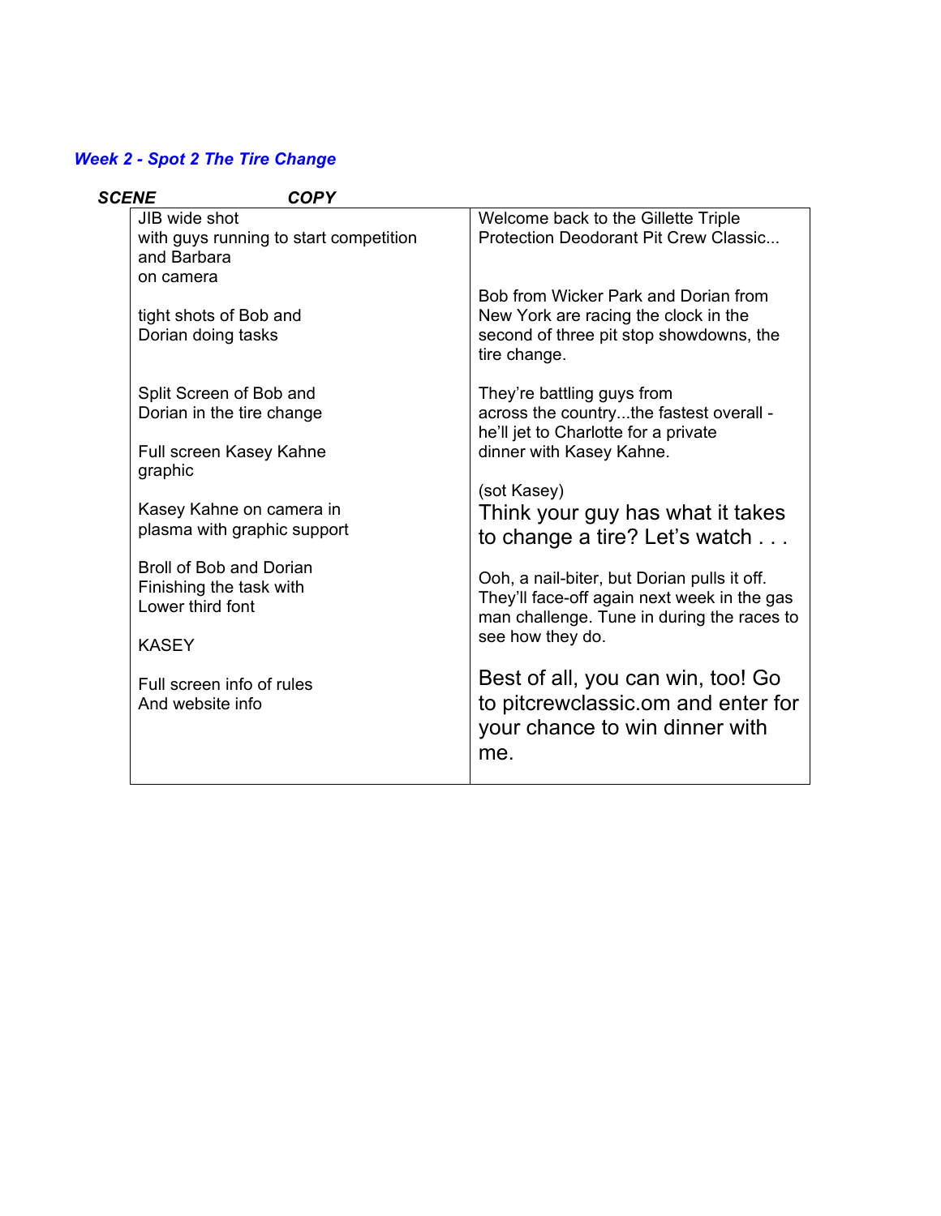***Week 2 - Spot 2 The Tire Change***

| SCENE | COPY |
| --- | --- |
| JIB wide shot with guys running to start competition and Barbara on camera | Welcome back to the Gillette Triple Protection Deodorant Pit Crew Classic... |
| tight shots of Bob and Dorian doing tasks | Bob from Wicker Park and Dorian from New York are racing the clock in the second of three pit stop showdowns, the tire change. |
| Split Screen of Bob and Dorian in the tire change | They're battling guys from across the country...the fastest overall - he'll jet to Charlotte for a private dinner with Kasey Kahne. |
| Full screen Kasey Kahne graphic | |
| Kasey Kahne on camera in plasma with graphic support | (sot Kasey) Think your guy has what it takes to change a tire? Let's watch . . . |
| Broll of Bob and Dorian Finishing the task with Lower third font | Ooh, a nail-biter, but Dorian pulls it off. They'll face-off again next week in the gas man challenge. Tune in during the races to see how they do. |
| KASEY | |
| Full screen info of rules And website info | Best of all, you can win, too! Go to pitcrewclassic.om and enter for your chance to win dinner with me. |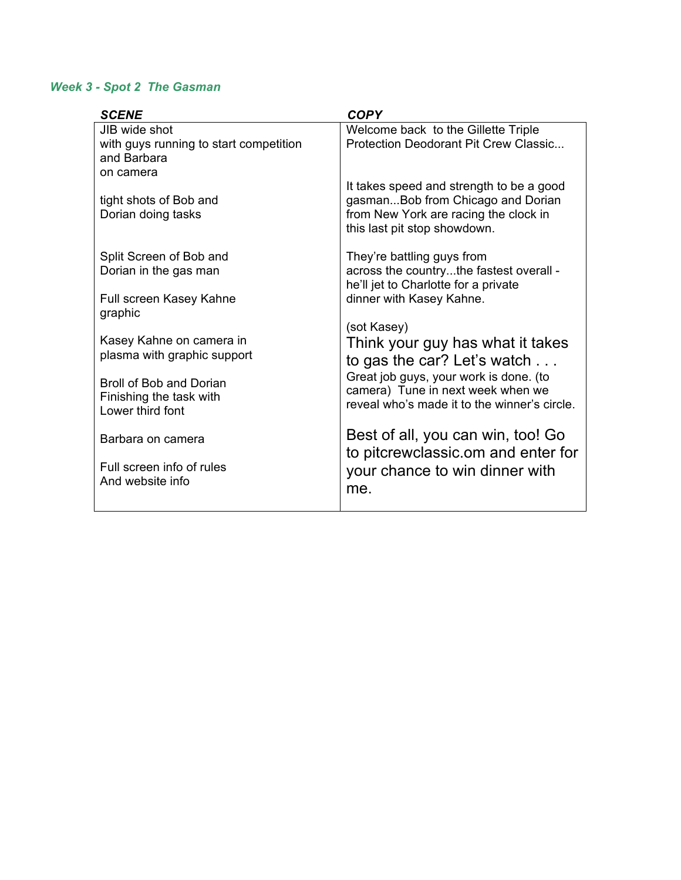### *Week 3 - Spot 2 The Gasman*

| ***SCENE*** | ***COPY*** |
| --- | --- |
| JIB wide shot<br>with guys running to start competition<br>and Barbara<br>on camera | Welcome back to the Gillette Triple Protection Deodorant Pit Crew Classic... |
| tight shots of Bob and Dorian doing tasks | It takes speed and strength to be a good gasman...Bob from Chicago and Dorian from New York are racing the clock in this last pit stop showdown. |
| Split Screen of Bob and Dorian in the gas man<br><br>Full screen Kasey Kahne graphic | They're battling guys from across the country...the fastest overall - he'll jet to Charlotte for a private dinner with Kasey Kahne. |
| Kasey Kahne on camera in plasma with graphic support | (sot Kasey)<br>Think your guy has what it takes to gas the car? Let's watch . . . |
| Broll of Bob and Dorian Finishing the task with Lower third font | Great job guys, your work is done. (to camera) Tune in next week when we reveal who's made it to the winner's circle. |
| Barbara on camera<br><br>Full screen info of rules And website info | Best of all, you can win, too! Go to pitcrewclassic.om and enter for your chance to win dinner with me. |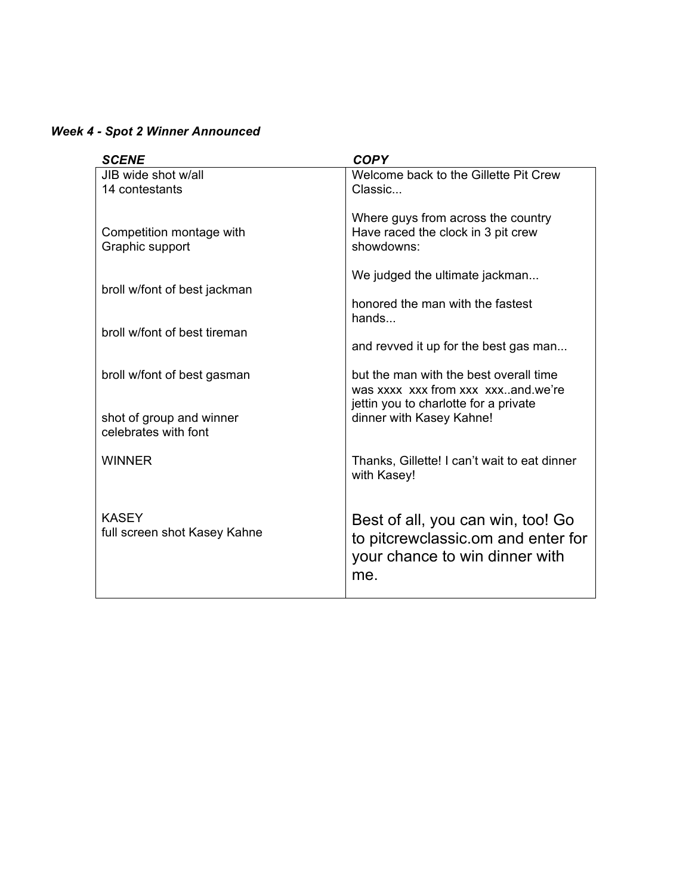***Week 4 - Spot 2 Winner Announced***

| ***SCENE*** | ***COPY*** |
| --- | --- |
| JIB wide shot w/all 14 contestants | Welcome back to the Gillette Pit Crew Classic... |
| Competition montage with Graphic support | Where guys from across the country Have raced the clock in 3 pit crew showdowns: |
| broll w/font of best jackman | We judged the ultimate jackman... |
| broll w/font of best tireman | honored the man with the fastest hands... |
| broll w/font of best gasman | and revved it up for the best gas man... |
| shot of group and winner celebrates with font | but the man with the best overall time was xxxx xxx from xxx xxx..and.we're jettin you to charlotte for a private dinner with Kasey Kahne! |
| WINNER | Thanks, Gillette! I can't wait to eat dinner with Kasey! |
| KASEY<br>full screen shot Kasey Kahne | Best of all, you can win, too! Go to pitcrewclassic.om and enter for your chance to win dinner with me. |